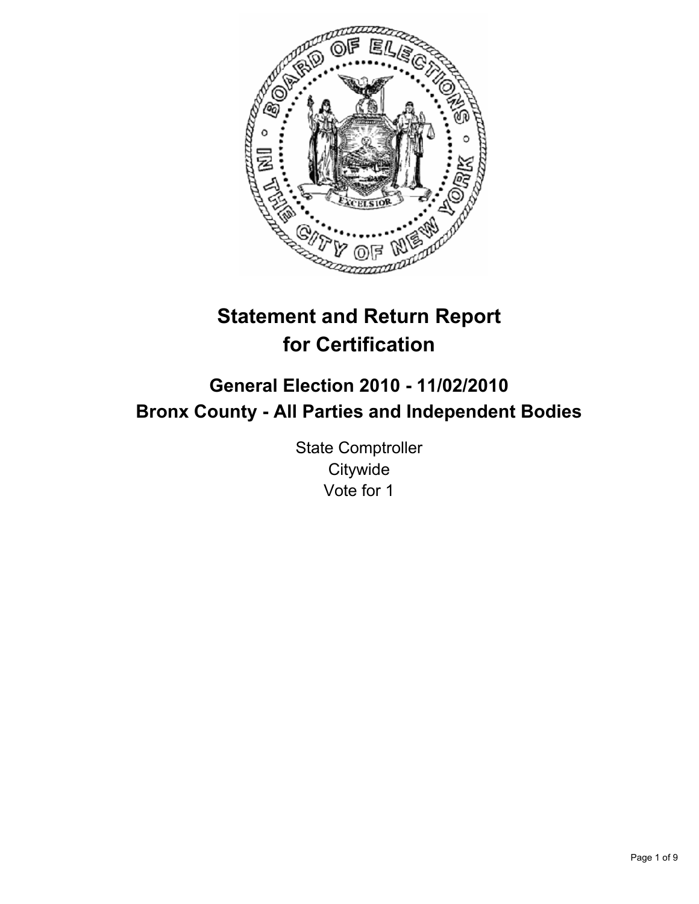# Statement and Return Report for Certification

## General Election 2010 - 11/02/2010
## Bronx County - All Parties and Independent Bodies

State Comptroller
Citywide
Vote for 1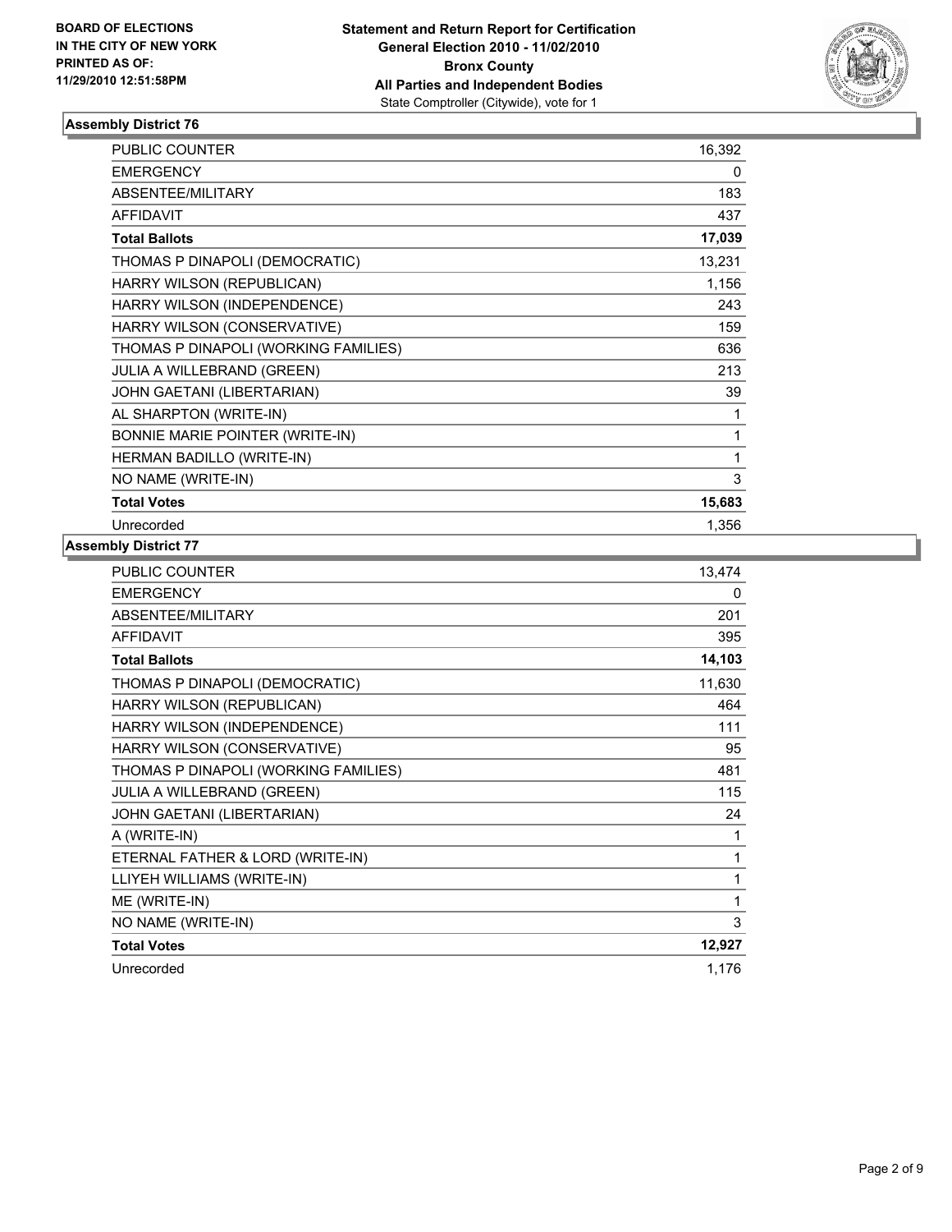**BOARD OF ELECTIONS IN THE CITY OF NEW YORK PRINTED AS OF: 11/29/2010 12:51:58PM**

**Statement and Return Report for Certification General Election 2010 - 11/02/2010 Bronx County All Parties and Independent Bodies**
State Comptroller (Citywide), vote for 1

## Assembly District 76

| | |
|---|---|
| PUBLIC COUNTER | 16,392 |
| EMERGENCY | 0 |
| ABSENTEE/MILITARY | 183 |
| AFFIDAVIT | 437 |
| **Total Ballots** | **17,039** |
| THOMAS P DINAPOLI (DEMOCRATIC) | 13,231 |
| HARRY WILSON (REPUBLICAN) | 1,156 |
| HARRY WILSON (INDEPENDENCE) | 243 |
| HARRY WILSON (CONSERVATIVE) | 159 |
| THOMAS P DINAPOLI (WORKING FAMILIES) | 636 |
| JULIA A WILLEBRAND (GREEN) | 213 |
| JOHN GAETANI (LIBERTARIAN) | 39 |
| AL SHARPTON (WRITE-IN) | 1 |
| BONNIE MARIE POINTER (WRITE-IN) | 1 |
| HERMAN BADILLO (WRITE-IN) | 1 |
| NO NAME (WRITE-IN) | 3 |
| **Total Votes** | **15,683** |
| Unrecorded | 1,356 |

## Assembly District 77

| | |
|---|---|
| PUBLIC COUNTER | 13,474 |
| EMERGENCY | 0 |
| ABSENTEE/MILITARY | 201 |
| AFFIDAVIT | 395 |
| **Total Ballots** | **14,103** |
| THOMAS P DINAPOLI (DEMOCRATIC) | 11,630 |
| HARRY WILSON (REPUBLICAN) | 464 |
| HARRY WILSON (INDEPENDENCE) | 111 |
| HARRY WILSON (CONSERVATIVE) | 95 |
| THOMAS P DINAPOLI (WORKING FAMILIES) | 481 |
| JULIA A WILLEBRAND (GREEN) | 115 |
| JOHN GAETANI (LIBERTARIAN) | 24 |
| A (WRITE-IN) | 1 |
| ETERNAL FATHER & LORD (WRITE-IN) | 1 |
| LLIYEH WILLIAMS (WRITE-IN) | 1 |
| ME (WRITE-IN) | 1 |
| NO NAME (WRITE-IN) | 3 |
| **Total Votes** | **12,927** |
| Unrecorded | 1,176 |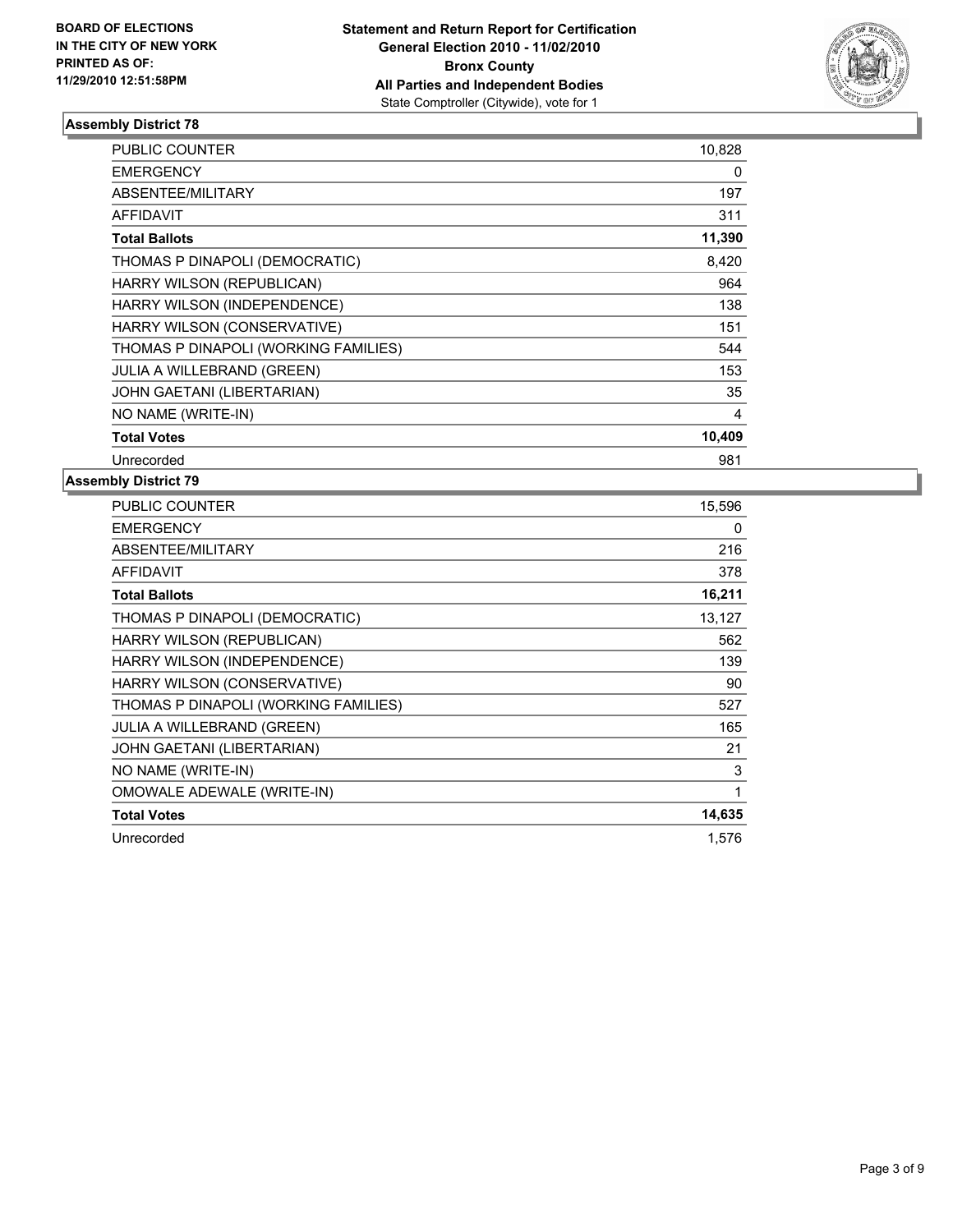BOARD OF ELECTIONS
IN THE CITY OF NEW YORK
PRINTED AS OF:
11/29/2010 12:51:58PM

**Statement and Return Report for Certification**
**General Election 2010 - 11/02/2010**
**Bronx County**
**All Parties and Independent Bodies**
State Comptroller (Citywide), vote for 1

### Assembly District 78

| | |
|---|---|
| PUBLIC COUNTER | 10,828 |
| EMERGENCY | 0 |
| ABSENTEE/MILITARY | 197 |
| AFFIDAVIT | 311 |
| **Total Ballots** | **11,390** |
| THOMAS P DINAPOLI (DEMOCRATIC) | 8,420 |
| HARRY WILSON (REPUBLICAN) | 964 |
| HARRY WILSON (INDEPENDENCE) | 138 |
| HARRY WILSON (CONSERVATIVE) | 151 |
| THOMAS P DINAPOLI (WORKING FAMILIES) | 544 |
| JULIA A WILLEBRAND (GREEN) | 153 |
| JOHN GAETANI (LIBERTARIAN) | 35 |
| NO NAME (WRITE-IN) | 4 |
| **Total Votes** | **10,409** |
| Unrecorded | 981 |

### Assembly District 79

| | |
|---|---|
| PUBLIC COUNTER | 15,596 |
| EMERGENCY | 0 |
| ABSENTEE/MILITARY | 216 |
| AFFIDAVIT | 378 |
| **Total Ballots** | **16,211** |
| THOMAS P DINAPOLI (DEMOCRATIC) | 13,127 |
| HARRY WILSON (REPUBLICAN) | 562 |
| HARRY WILSON (INDEPENDENCE) | 139 |
| HARRY WILSON (CONSERVATIVE) | 90 |
| THOMAS P DINAPOLI (WORKING FAMILIES) | 527 |
| JULIA A WILLEBRAND (GREEN) | 165 |
| JOHN GAETANI (LIBERTARIAN) | 21 |
| NO NAME (WRITE-IN) | 3 |
| OMOWALE ADEWALE (WRITE-IN) | 1 |
| **Total Votes** | **14,635** |
| Unrecorded | 1,576 |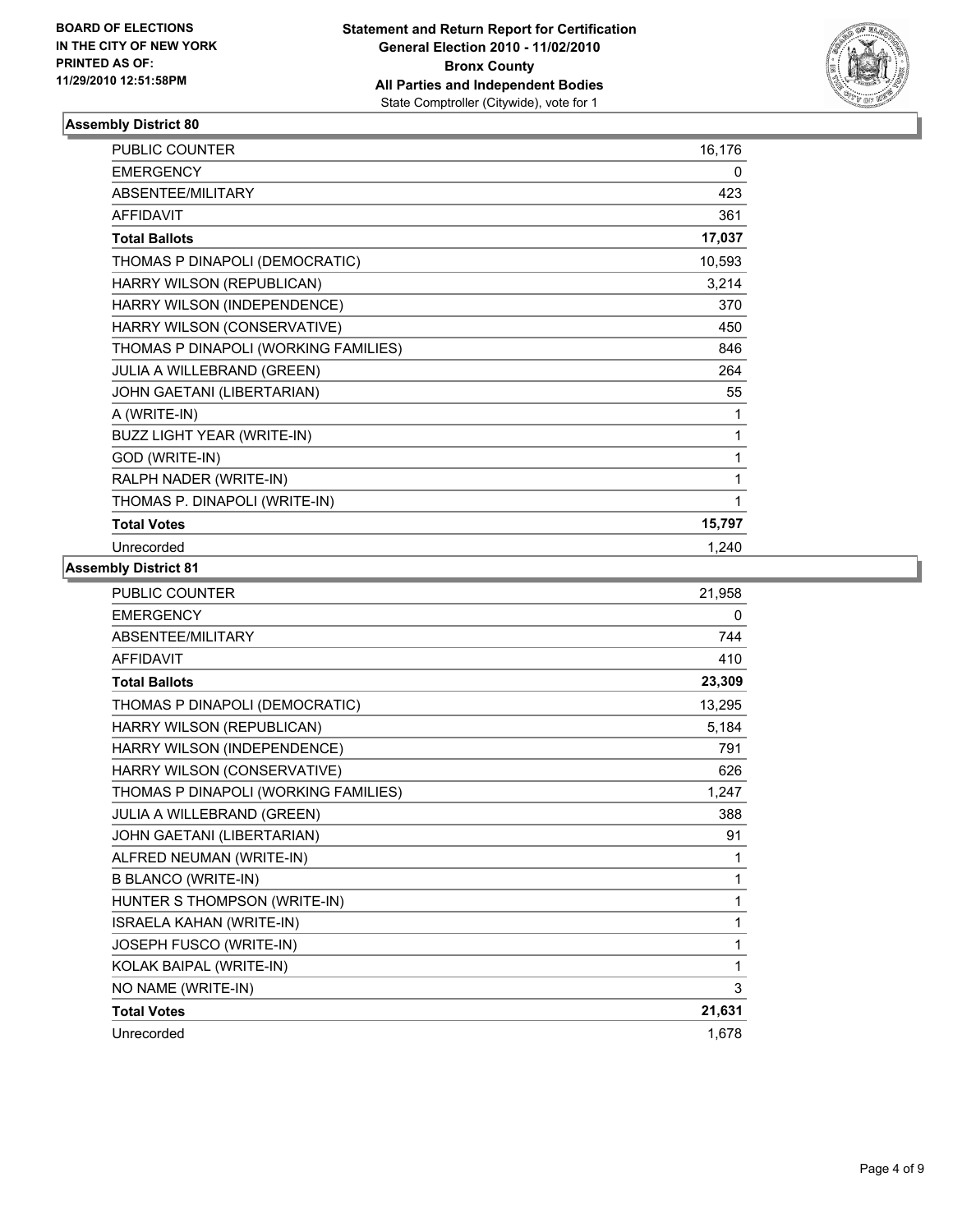BOARD OF ELECTIONS
IN THE CITY OF NEW YORK
PRINTED AS OF:
11/29/2010 12:51:58PM

**Statement and Return Report for Certification**
**General Election 2010 - 11/02/2010**
**Bronx County**
**All Parties and Independent Bodies**
State Comptroller (Citywide), vote for 1

### Assembly District 80

| | |
|---|---|
| PUBLIC COUNTER | 16,176 |
| EMERGENCY | 0 |
| ABSENTEE/MILITARY | 423 |
| AFFIDAVIT | 361 |
| **Total Ballots** | **17,037** |
| THOMAS P DINAPOLI (DEMOCRATIC) | 10,593 |
| HARRY WILSON (REPUBLICAN) | 3,214 |
| HARRY WILSON (INDEPENDENCE) | 370 |
| HARRY WILSON (CONSERVATIVE) | 450 |
| THOMAS P DINAPOLI (WORKING FAMILIES) | 846 |
| JULIA A WILLEBRAND (GREEN) | 264 |
| JOHN GAETANI (LIBERTARIAN) | 55 |
| A (WRITE-IN) | 1 |
| BUZZ LIGHT YEAR (WRITE-IN) | 1 |
| GOD (WRITE-IN) | 1 |
| RALPH NADER (WRITE-IN) | 1 |
| THOMAS P. DINAPOLI (WRITE-IN) | 1 |
| **Total Votes** | **15,797** |
| Unrecorded | 1,240 |

### Assembly District 81

| | |
|---|---|
| PUBLIC COUNTER | 21,958 |
| EMERGENCY | 0 |
| ABSENTEE/MILITARY | 744 |
| AFFIDAVIT | 410 |
| **Total Ballots** | **23,309** |
| THOMAS P DINAPOLI (DEMOCRATIC) | 13,295 |
| HARRY WILSON (REPUBLICAN) | 5,184 |
| HARRY WILSON (INDEPENDENCE) | 791 |
| HARRY WILSON (CONSERVATIVE) | 626 |
| THOMAS P DINAPOLI (WORKING FAMILIES) | 1,247 |
| JULIA A WILLEBRAND (GREEN) | 388 |
| JOHN GAETANI (LIBERTARIAN) | 91 |
| ALFRED NEUMAN (WRITE-IN) | 1 |
| B BLANCO (WRITE-IN) | 1 |
| HUNTER S THOMPSON (WRITE-IN) | 1 |
| ISRAELA KAHAN (WRITE-IN) | 1 |
| JOSEPH FUSCO (WRITE-IN) | 1 |
| KOLAK BAIPAL (WRITE-IN) | 1 |
| NO NAME (WRITE-IN) | 3 |
| **Total Votes** | **21,631** |
| Unrecorded | 1,678 |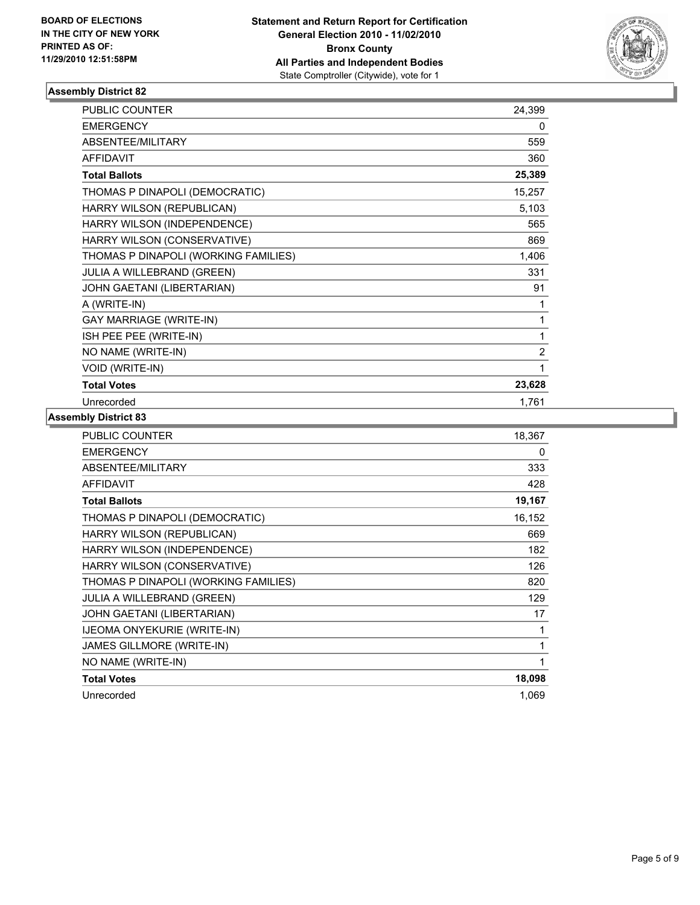**BOARD OF ELECTIONS IN THE CITY OF NEW YORK PRINTED AS OF: 11/29/2010 12:51:58PM**

**Statement and Return Report for Certification**
**General Election 2010 - 11/02/2010**
**Bronx County**
**All Parties and Independent Bodies**
State Comptroller (Citywide), vote for 1

### Assembly District 82

| | |
|---|---|
| PUBLIC COUNTER | 24,399 |
| EMERGENCY | 0 |
| ABSENTEE/MILITARY | 559 |
| AFFIDAVIT | 360 |
| **Total Ballots** | **25,389** |
| THOMAS P DINAPOLI (DEMOCRATIC) | 15,257 |
| HARRY WILSON (REPUBLICAN) | 5,103 |
| HARRY WILSON (INDEPENDENCE) | 565 |
| HARRY WILSON (CONSERVATIVE) | 869 |
| THOMAS P DINAPOLI (WORKING FAMILIES) | 1,406 |
| JULIA A WILLEBRAND (GREEN) | 331 |
| JOHN GAETANI (LIBERTARIAN) | 91 |
| A (WRITE-IN) | 1 |
| GAY MARRIAGE (WRITE-IN) | 1 |
| ISH PEE PEE (WRITE-IN) | 1 |
| NO NAME (WRITE-IN) | 2 |
| VOID (WRITE-IN) | 1 |
| **Total Votes** | **23,628** |
| Unrecorded | 1,761 |

### Assembly District 83

| | |
|---|---|
| PUBLIC COUNTER | 18,367 |
| EMERGENCY | 0 |
| ABSENTEE/MILITARY | 333 |
| AFFIDAVIT | 428 |
| **Total Ballots** | **19,167** |
| THOMAS P DINAPOLI (DEMOCRATIC) | 16,152 |
| HARRY WILSON (REPUBLICAN) | 669 |
| HARRY WILSON (INDEPENDENCE) | 182 |
| HARRY WILSON (CONSERVATIVE) | 126 |
| THOMAS P DINAPOLI (WORKING FAMILIES) | 820 |
| JULIA A WILLEBRAND (GREEN) | 129 |
| JOHN GAETANI (LIBERTARIAN) | 17 |
| IJEOMA ONYEKURIE (WRITE-IN) | 1 |
| JAMES GILLMORE (WRITE-IN) | 1 |
| NO NAME (WRITE-IN) | 1 |
| **Total Votes** | **18,098** |
| Unrecorded | 1,069 |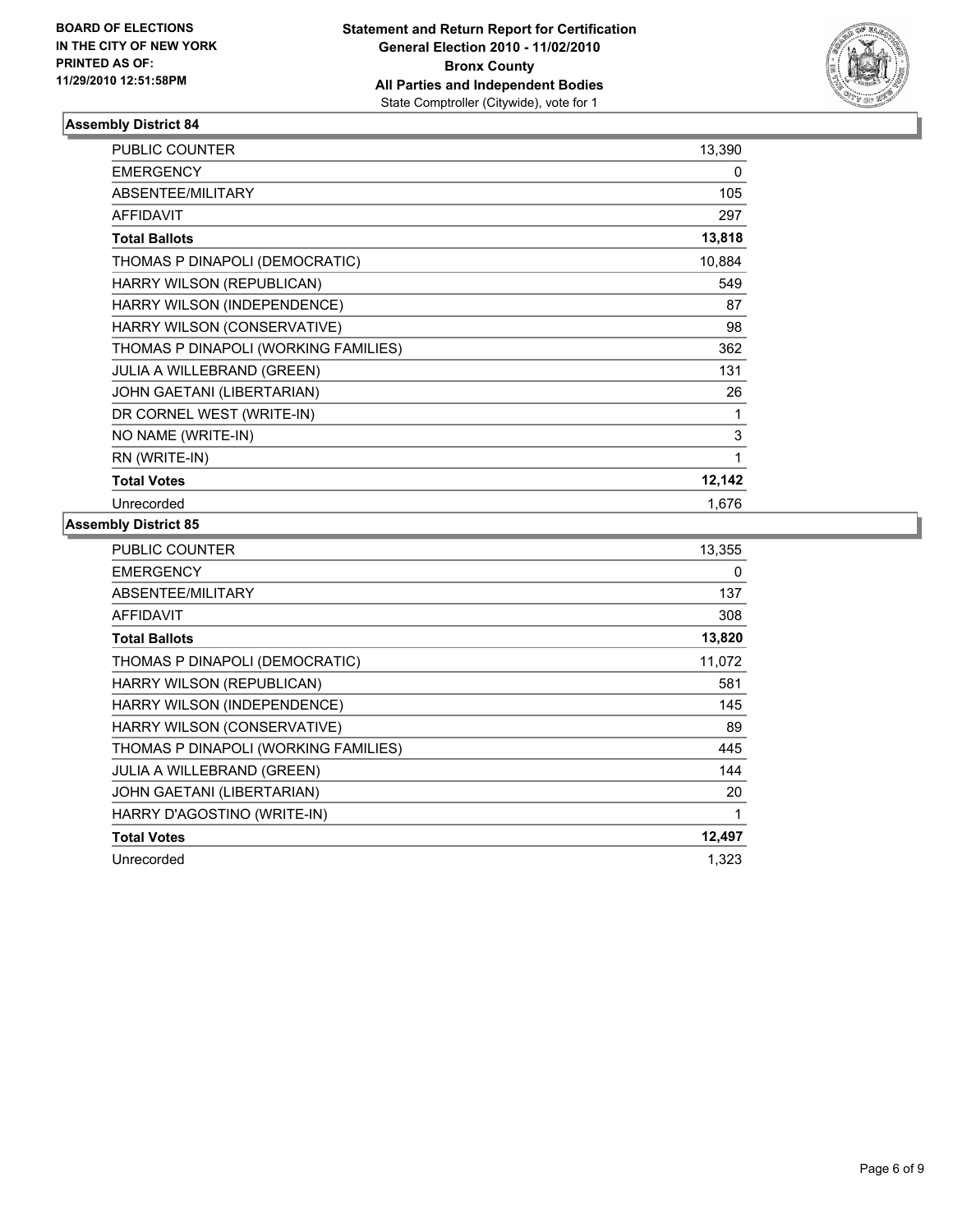**BOARD OF ELECTIONS IN THE CITY OF NEW YORK PRINTED AS OF: 11/29/2010 12:51:58PM**

**Statement and Return Report for Certification General Election 2010 - 11/02/2010 Bronx County All Parties and Independent Bodies**
State Comptroller (Citywide), vote for 1

## Assembly District 84

| | |
|---|---|
| PUBLIC COUNTER | 13,390 |
| EMERGENCY | 0 |
| ABSENTEE/MILITARY | 105 |
| AFFIDAVIT | 297 |
| **Total Ballots** | **13,818** |
| THOMAS P DINAPOLI (DEMOCRATIC) | 10,884 |
| HARRY WILSON (REPUBLICAN) | 549 |
| HARRY WILSON (INDEPENDENCE) | 87 |
| HARRY WILSON (CONSERVATIVE) | 98 |
| THOMAS P DINAPOLI (WORKING FAMILIES) | 362 |
| JULIA A WILLEBRAND (GREEN) | 131 |
| JOHN GAETANI (LIBERTARIAN) | 26 |
| DR CORNEL WEST (WRITE-IN) | 1 |
| NO NAME (WRITE-IN) | 3 |
| RN (WRITE-IN) | 1 |
| **Total Votes** | **12,142** |
| Unrecorded | 1,676 |

## Assembly District 85

| | |
|---|---|
| PUBLIC COUNTER | 13,355 |
| EMERGENCY | 0 |
| ABSENTEE/MILITARY | 137 |
| AFFIDAVIT | 308 |
| **Total Ballots** | **13,820** |
| THOMAS P DINAPOLI (DEMOCRATIC) | 11,072 |
| HARRY WILSON (REPUBLICAN) | 581 |
| HARRY WILSON (INDEPENDENCE) | 145 |
| HARRY WILSON (CONSERVATIVE) | 89 |
| THOMAS P DINAPOLI (WORKING FAMILIES) | 445 |
| JULIA A WILLEBRAND (GREEN) | 144 |
| JOHN GAETANI (LIBERTARIAN) | 20 |
| HARRY D'AGOSTINO (WRITE-IN) | 1 |
| **Total Votes** | **12,497** |
| Unrecorded | 1,323 |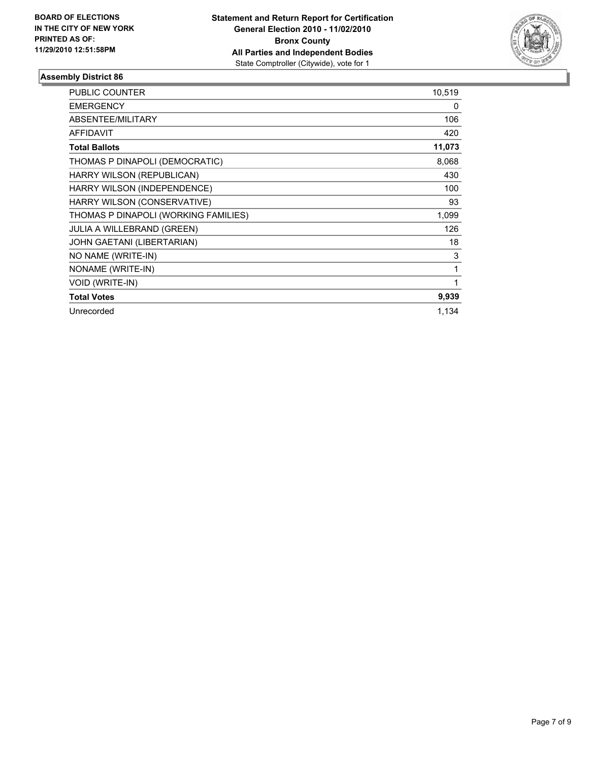**BOARD OF ELECTIONS IN THE CITY OF NEW YORK PRINTED AS OF: 11/29/2010 12:51:58PM**

**Statement and Return Report for Certification**
**General Election 2010 - 11/02/2010**
**Bronx County**
**All Parties and Independent Bodies**
State Comptroller (Citywide), vote for 1

### Assembly District 86

| | |
|---|---|
| PUBLIC COUNTER | 10,519 |
| EMERGENCY | 0 |
| ABSENTEE/MILITARY | 106 |
| AFFIDAVIT | 420 |
| **Total Ballots** | **11,073** |
| THOMAS P DINAPOLI (DEMOCRATIC) | 8,068 |
| HARRY WILSON (REPUBLICAN) | 430 |
| HARRY WILSON (INDEPENDENCE) | 100 |
| HARRY WILSON (CONSERVATIVE) | 93 |
| THOMAS P DINAPOLI (WORKING FAMILIES) | 1,099 |
| JULIA A WILLEBRAND (GREEN) | 126 |
| JOHN GAETANI (LIBERTARIAN) | 18 |
| NO NAME (WRITE-IN) | 3 |
| NONAME (WRITE-IN) | 1 |
| VOID (WRITE-IN) | 1 |
| **Total Votes** | **9,939** |
| Unrecorded | 1,134 |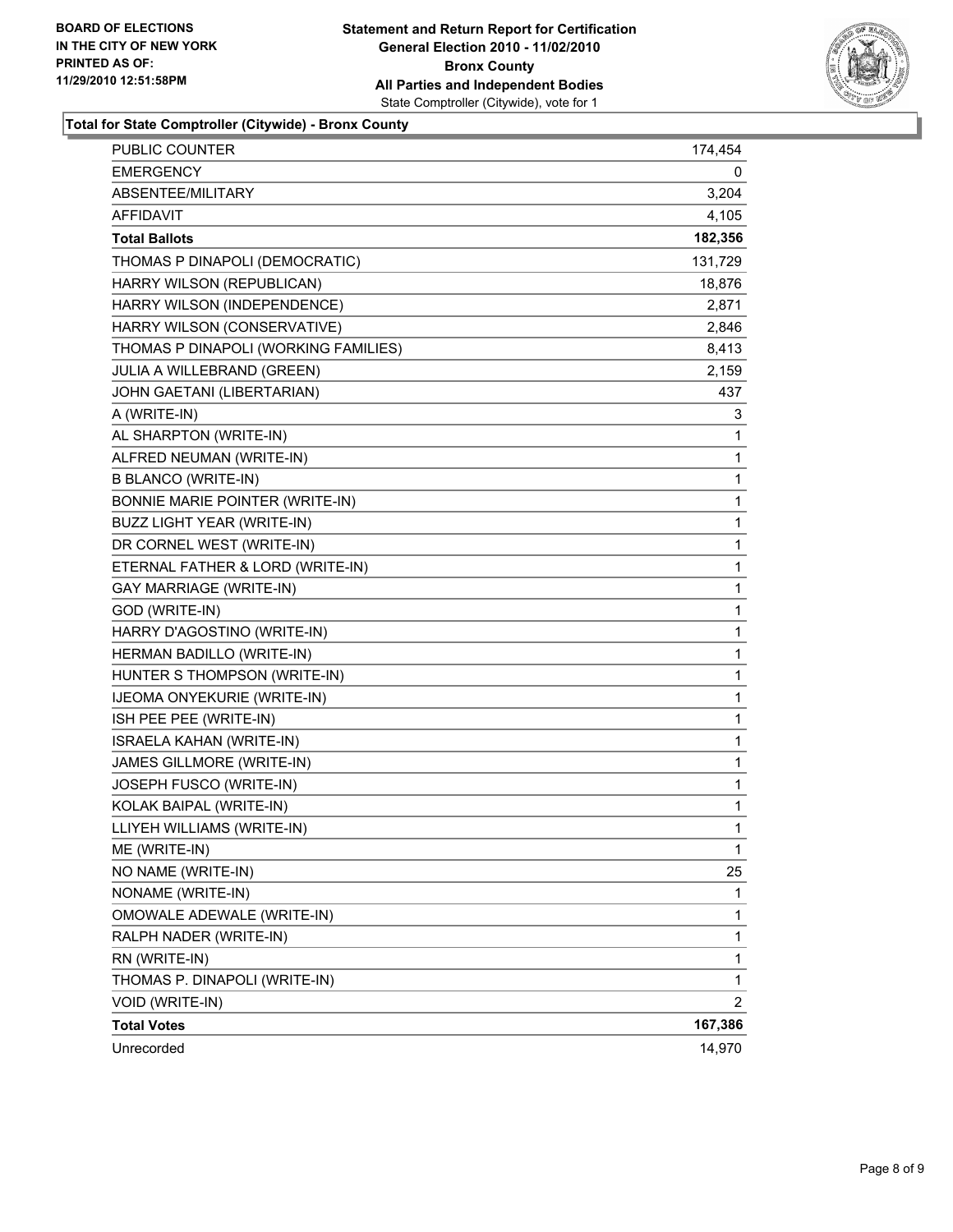BOARD OF ELECTIONS
IN THE CITY OF NEW YORK
PRINTED AS OF:
11/29/2010 12:51:58PM

**Statement and Return Report for Certification**
**General Election 2010 - 11/02/2010**
**Bronx County**
**All Parties and Independent Bodies**
State Comptroller (Citywide), vote for 1

**Total for State Comptroller (Citywide) - Bronx County**

| | |
|---|---|
| PUBLIC COUNTER | 174,454 |
| EMERGENCY | 0 |
| ABSENTEE/MILITARY | 3,204 |
| AFFIDAVIT | 4,105 |
| **Total Ballots** | **182,356** |
| THOMAS P DINAPOLI (DEMOCRATIC) | 131,729 |
| HARRY WILSON (REPUBLICAN) | 18,876 |
| HARRY WILSON (INDEPENDENCE) | 2,871 |
| HARRY WILSON (CONSERVATIVE) | 2,846 |
| THOMAS P DINAPOLI (WORKING FAMILIES) | 8,413 |
| JULIA A WILLEBRAND (GREEN) | 2,159 |
| JOHN GAETANI (LIBERTARIAN) | 437 |
| A (WRITE-IN) | 3 |
| AL SHARPTON (WRITE-IN) | 1 |
| ALFRED NEUMAN (WRITE-IN) | 1 |
| B BLANCO (WRITE-IN) | 1 |
| BONNIE MARIE POINTER (WRITE-IN) | 1 |
| BUZZ LIGHT YEAR (WRITE-IN) | 1 |
| DR CORNEL WEST (WRITE-IN) | 1 |
| ETERNAL FATHER & LORD (WRITE-IN) | 1 |
| GAY MARRIAGE (WRITE-IN) | 1 |
| GOD (WRITE-IN) | 1 |
| HARRY D'AGOSTINO (WRITE-IN) | 1 |
| HERMAN BADILLO (WRITE-IN) | 1 |
| HUNTER S THOMPSON (WRITE-IN) | 1 |
| IJEOMA ONYEKURIE (WRITE-IN) | 1 |
| ISH PEE PEE (WRITE-IN) | 1 |
| ISRAELA KAHAN (WRITE-IN) | 1 |
| JAMES GILLMORE (WRITE-IN) | 1 |
| JOSEPH FUSCO (WRITE-IN) | 1 |
| KOLAK BAIPAL (WRITE-IN) | 1 |
| LLIYEH WILLIAMS (WRITE-IN) | 1 |
| ME (WRITE-IN) | 1 |
| NO NAME (WRITE-IN) | 25 |
| NONAME (WRITE-IN) | 1 |
| OMOWALE ADEWALE (WRITE-IN) | 1 |
| RALPH NADER (WRITE-IN) | 1 |
| RN (WRITE-IN) | 1 |
| THOMAS P. DINAPOLI (WRITE-IN) | 1 |
| VOID (WRITE-IN) | 2 |
| **Total Votes** | **167,386** |
| Unrecorded | 14,970 |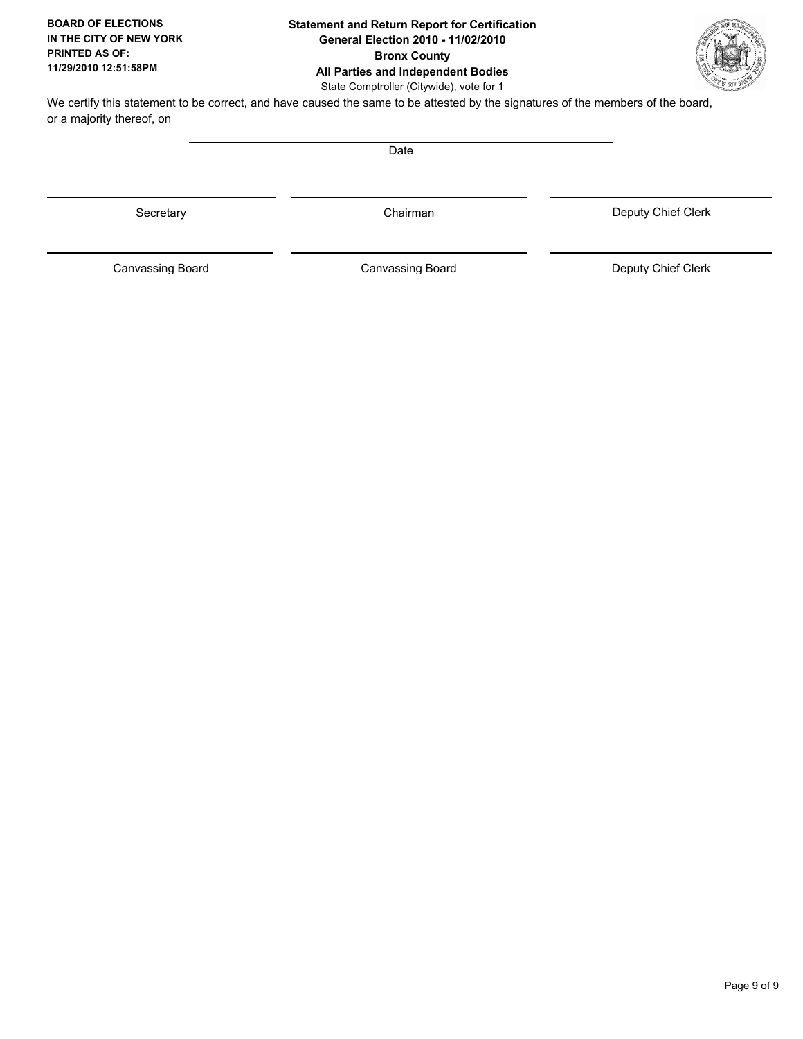BOARD OF ELECTIONS
IN THE CITY OF NEW YORK
PRINTED AS OF:
11/29/2010 12:51:58PM

**Statement and Return Report for Certification**
**General Election 2010 - 11/02/2010**
**Bronx County**
**All Parties and Independent Bodies**
State Comptroller (Citywide), vote for 1

We certify this statement to be correct, and have caused the same to be attested by the signatures of the members of the board, or a majority thereof, on

\_\_\_\_\_\_\_\_\_\_\_\_\_\_\_\_\_\_\_\_\_\_\_\_\_\_\_\_\_\_\_\_\_\_\_\_\_\_\_\_
Date

| | | |
|---|---|---|
| Secretary | Chairman | Deputy Chief Clerk |
| Canvassing Board | Canvassing Board | Deputy Chief Clerk |